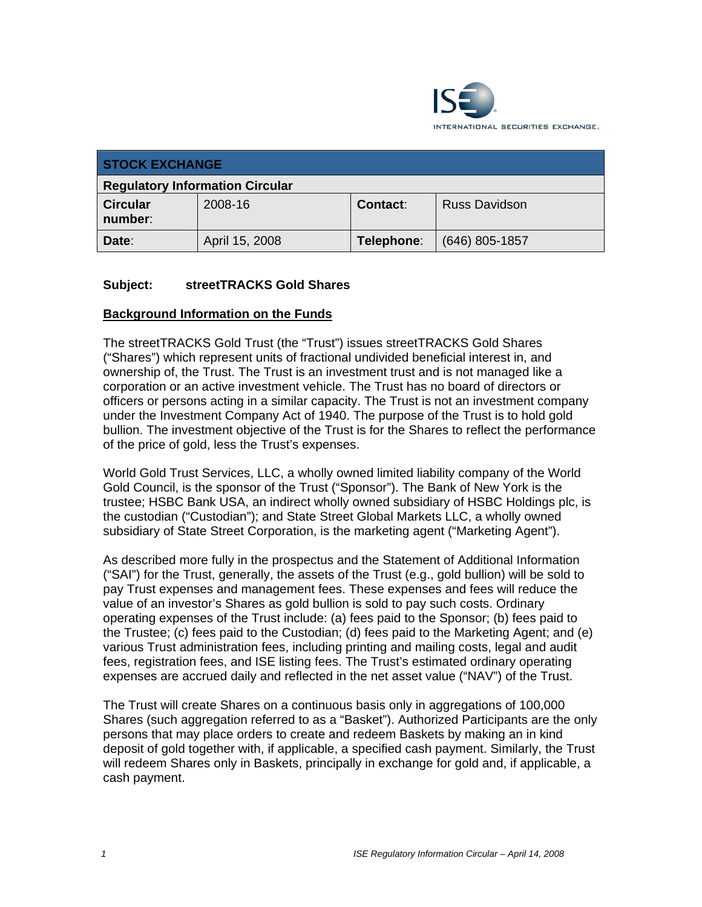| STOCK EXCHANGE | | | |
|---|---|---|---|
| **Regulatory Information Circular** | | | |
| **Circular number:** | 2008-16 | **Contact:** | Russ Davidson |
| **Date:** | April 15, 2008 | **Telephone:** | (646) 805-1857 |

**Subject: streetTRACKS Gold Shares**

**Background Information on the Funds**

The streetTRACKS Gold Trust (the "Trust") issues streetTRACKS Gold Shares ("Shares") which represent units of fractional undivided beneficial interest in, and ownership of, the Trust. The Trust is an investment trust and is not managed like a corporation or an active investment vehicle. The Trust has no board of directors or officers or persons acting in a similar capacity. The Trust is not an investment company under the Investment Company Act of 1940. The purpose of the Trust is to hold gold bullion. The investment objective of the Trust is for the Shares to reflect the performance of the price of gold, less the Trust's expenses.

World Gold Trust Services, LLC, a wholly owned limited liability company of the World Gold Council, is the sponsor of the Trust ("Sponsor"). The Bank of New York is the trustee; HSBC Bank USA, an indirect wholly owned subsidiary of HSBC Holdings plc, is the custodian ("Custodian"); and State Street Global Markets LLC, a wholly owned subsidiary of State Street Corporation, is the marketing agent ("Marketing Agent").

As described more fully in the prospectus and the Statement of Additional Information ("SAI") for the Trust, generally, the assets of the Trust (e.g., gold bullion) will be sold to pay Trust expenses and management fees. These expenses and fees will reduce the value of an investor's Shares as gold bullion is sold to pay such costs. Ordinary operating expenses of the Trust include: (a) fees paid to the Sponsor; (b) fees paid to the Trustee; (c) fees paid to the Custodian; (d) fees paid to the Marketing Agent; and (e) various Trust administration fees, including printing and mailing costs, legal and audit fees, registration fees, and ISE listing fees. The Trust's estimated ordinary operating expenses are accrued daily and reflected in the net asset value ("NAV") of the Trust.

The Trust will create Shares on a continuous basis only in aggregations of 100,000 Shares (such aggregation referred to as a "Basket"). Authorized Participants are the only persons that may place orders to create and redeem Baskets by making an in kind deposit of gold together with, if applicable, a specified cash payment. Similarly, the Trust will redeem Shares only in Baskets, principally in exchange for gold and, if applicable, a cash payment.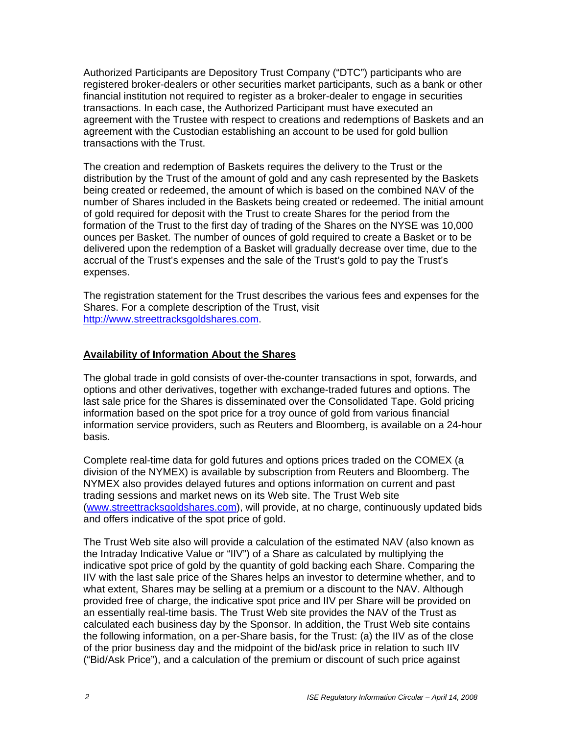Authorized Participants are Depository Trust Company ("DTC") participants who are registered broker-dealers or other securities market participants, such as a bank or other financial institution not required to register as a broker-dealer to engage in securities transactions. In each case, the Authorized Participant must have executed an agreement with the Trustee with respect to creations and redemptions of Baskets and an agreement with the Custodian establishing an account to be used for gold bullion transactions with the Trust.

The creation and redemption of Baskets requires the delivery to the Trust or the distribution by the Trust of the amount of gold and any cash represented by the Baskets being created or redeemed, the amount of which is based on the combined NAV of the number of Shares included in the Baskets being created or redeemed. The initial amount of gold required for deposit with the Trust to create Shares for the period from the formation of the Trust to the first day of trading of the Shares on the NYSE was 10,000 ounces per Basket. The number of ounces of gold required to create a Basket or to be delivered upon the redemption of a Basket will gradually decrease over time, due to the accrual of the Trust's expenses and the sale of the Trust's gold to pay the Trust's expenses.

The registration statement for the Trust describes the various fees and expenses for the Shares. For a complete description of the Trust, visit http://www.streettracksgoldshares.com.

## Availability of Information About the Shares

The global trade in gold consists of over-the-counter transactions in spot, forwards, and options and other derivatives, together with exchange-traded futures and options. The last sale price for the Shares is disseminated over the Consolidated Tape. Gold pricing information based on the spot price for a troy ounce of gold from various financial information service providers, such as Reuters and Bloomberg, is available on a 24-hour basis.

Complete real-time data for gold futures and options prices traded on the COMEX (a division of the NYMEX) is available by subscription from Reuters and Bloomberg. The NYMEX also provides delayed futures and options information on current and past trading sessions and market news on its Web site. The Trust Web site (www.streettracksgoldshares.com), will provide, at no charge, continuously updated bids and offers indicative of the spot price of gold.

The Trust Web site also will provide a calculation of the estimated NAV (also known as the Intraday Indicative Value or "IIV") of a Share as calculated by multiplying the indicative spot price of gold by the quantity of gold backing each Share. Comparing the IIV with the last sale price of the Shares helps an investor to determine whether, and to what extent, Shares may be selling at a premium or a discount to the NAV. Although provided free of charge, the indicative spot price and IIV per Share will be provided on an essentially real-time basis. The Trust Web site provides the NAV of the Trust as calculated each business day by the Sponsor. In addition, the Trust Web site contains the following information, on a per-Share basis, for the Trust: (a) the IIV as of the close of the prior business day and the midpoint of the bid/ask price in relation to such IIV ("Bid/Ask Price"), and a calculation of the premium or discount of such price against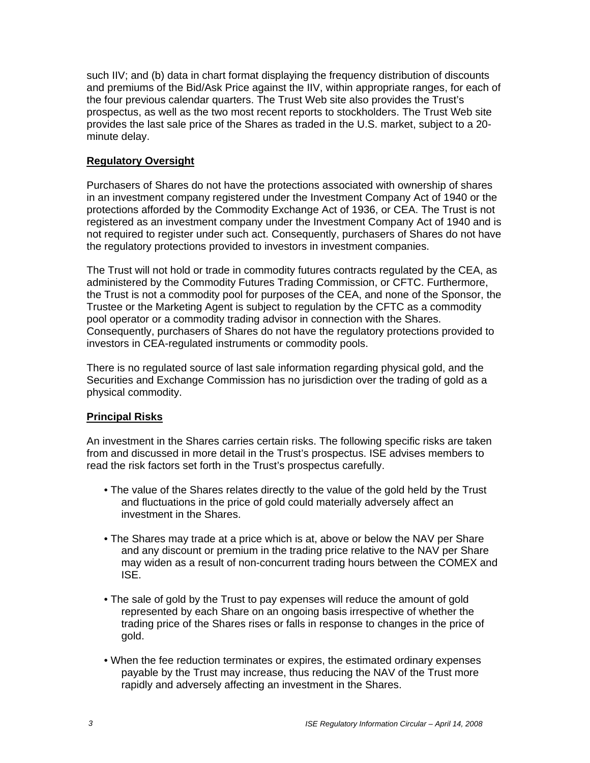such IIV; and (b) data in chart format displaying the frequency distribution of discounts and premiums of the Bid/Ask Price against the IIV, within appropriate ranges, for each of the four previous calendar quarters. The Trust Web site also provides the Trust's prospectus, as well as the two most recent reports to stockholders. The Trust Web site provides the last sale price of the Shares as traded in the U.S. market, subject to a 20-minute delay.

## Regulatory Oversight

Purchasers of Shares do not have the protections associated with ownership of shares in an investment company registered under the Investment Company Act of 1940 or the protections afforded by the Commodity Exchange Act of 1936, or CEA. The Trust is not registered as an investment company under the Investment Company Act of 1940 and is not required to register under such act. Consequently, purchasers of Shares do not have the regulatory protections provided to investors in investment companies.

The Trust will not hold or trade in commodity futures contracts regulated by the CEA, as administered by the Commodity Futures Trading Commission, or CFTC. Furthermore, the Trust is not a commodity pool for purposes of the CEA, and none of the Sponsor, the Trustee or the Marketing Agent is subject to regulation by the CFTC as a commodity pool operator or a commodity trading advisor in connection with the Shares. Consequently, purchasers of Shares do not have the regulatory protections provided to investors in CEA-regulated instruments or commodity pools.

There is no regulated source of last sale information regarding physical gold, and the Securities and Exchange Commission has no jurisdiction over the trading of gold as a physical commodity.

## Principal Risks

An investment in the Shares carries certain risks. The following specific risks are taken from and discussed in more detail in the Trust's prospectus. ISE advises members to read the risk factors set forth in the Trust's prospectus carefully.

- The value of the Shares relates directly to the value of the gold held by the Trust and fluctuations in the price of gold could materially adversely affect an investment in the Shares.
- The Shares may trade at a price which is at, above or below the NAV per Share and any discount or premium in the trading price relative to the NAV per Share may widen as a result of non-concurrent trading hours between the COMEX and ISE.
- The sale of gold by the Trust to pay expenses will reduce the amount of gold represented by each Share on an ongoing basis irrespective of whether the trading price of the Shares rises or falls in response to changes in the price of gold.
- When the fee reduction terminates or expires, the estimated ordinary expenses payable by the Trust may increase, thus reducing the NAV of the Trust more rapidly and adversely affecting an investment in the Shares.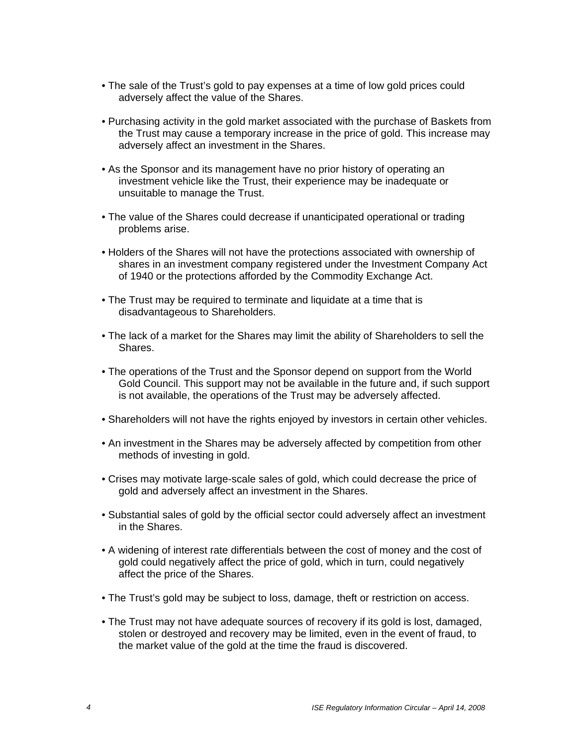- The sale of the Trust's gold to pay expenses at a time of low gold prices could adversely affect the value of the Shares.

- Purchasing activity in the gold market associated with the purchase of Baskets from the Trust may cause a temporary increase in the price of gold. This increase may adversely affect an investment in the Shares.

- As the Sponsor and its management have no prior history of operating an investment vehicle like the Trust, their experience may be inadequate or unsuitable to manage the Trust.

- The value of the Shares could decrease if unanticipated operational or trading problems arise.

- Holders of the Shares will not have the protections associated with ownership of shares in an investment company registered under the Investment Company Act of 1940 or the protections afforded by the Commodity Exchange Act.

- The Trust may be required to terminate and liquidate at a time that is disadvantageous to Shareholders.

- The lack of a market for the Shares may limit the ability of Shareholders to sell the Shares.

- The operations of the Trust and the Sponsor depend on support from the World Gold Council. This support may not be available in the future and, if such support is not available, the operations of the Trust may be adversely affected.

- Shareholders will not have the rights enjoyed by investors in certain other vehicles.

- An investment in the Shares may be adversely affected by competition from other methods of investing in gold.

- Crises may motivate large-scale sales of gold, which could decrease the price of gold and adversely affect an investment in the Shares.

- Substantial sales of gold by the official sector could adversely affect an investment in the Shares.

- A widening of interest rate differentials between the cost of money and the cost of gold could negatively affect the price of gold, which in turn, could negatively affect the price of the Shares.

- The Trust's gold may be subject to loss, damage, theft or restriction on access.

- The Trust may not have adequate sources of recovery if its gold is lost, damaged, stolen or destroyed and recovery may be limited, even in the event of fraud, to the market value of the gold at the time the fraud is discovered.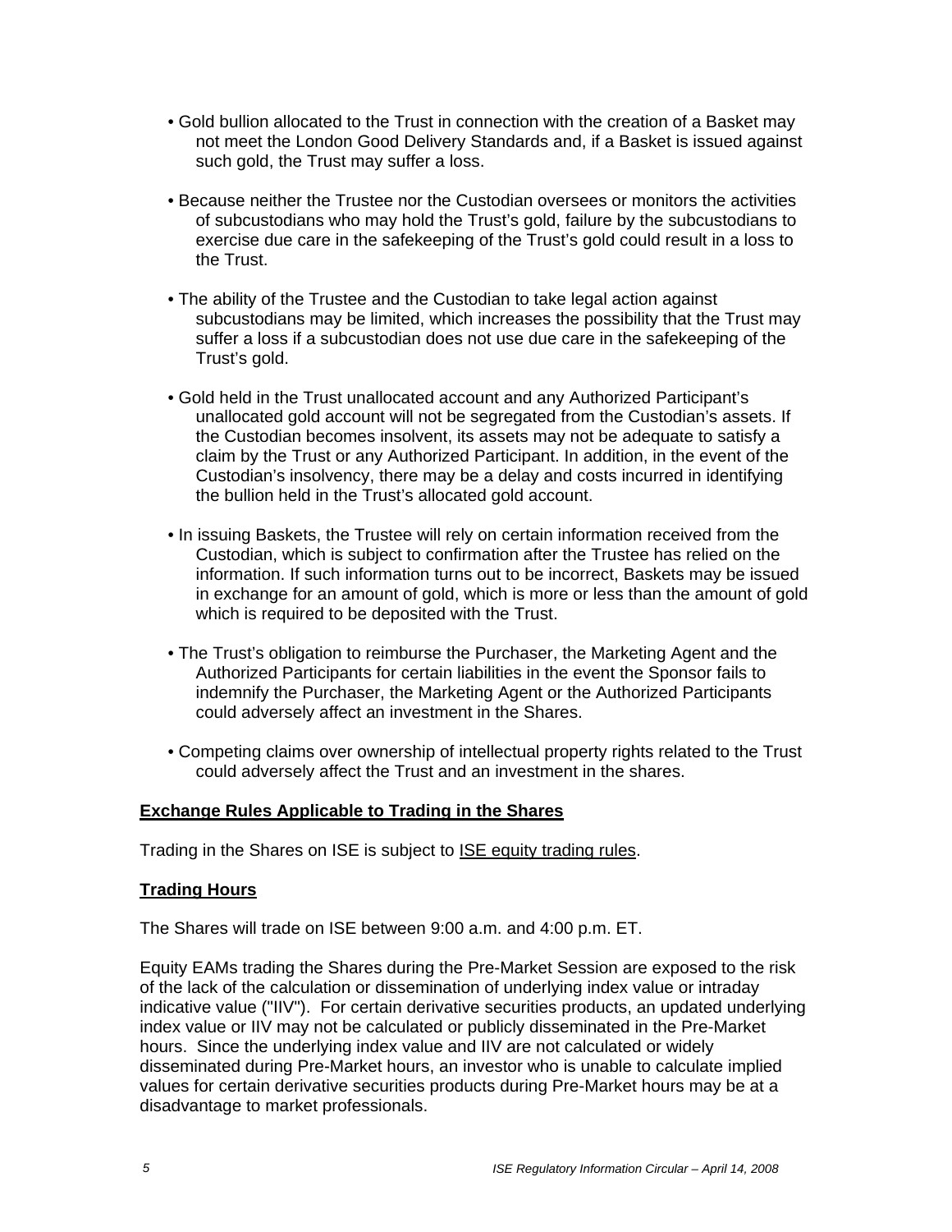- Gold bullion allocated to the Trust in connection with the creation of a Basket may not meet the London Good Delivery Standards and, if a Basket is issued against such gold, the Trust may suffer a loss.

- Because neither the Trustee nor the Custodian oversees or monitors the activities of subcustodians who may hold the Trust's gold, failure by the subcustodians to exercise due care in the safekeeping of the Trust's gold could result in a loss to the Trust.

- The ability of the Trustee and the Custodian to take legal action against subcustodians may be limited, which increases the possibility that the Trust may suffer a loss if a subcustodian does not use due care in the safekeeping of the Trust's gold.

- Gold held in the Trust unallocated account and any Authorized Participant's unallocated gold account will not be segregated from the Custodian's assets. If the Custodian becomes insolvent, its assets may not be adequate to satisfy a claim by the Trust or any Authorized Participant. In addition, in the event of the Custodian's insolvency, there may be a delay and costs incurred in identifying the bullion held in the Trust's allocated gold account.

- In issuing Baskets, the Trustee will rely on certain information received from the Custodian, which is subject to confirmation after the Trustee has relied on the information. If such information turns out to be incorrect, Baskets may be issued in exchange for an amount of gold, which is more or less than the amount of gold which is required to be deposited with the Trust.

- The Trust's obligation to reimburse the Purchaser, the Marketing Agent and the Authorized Participants for certain liabilities in the event the Sponsor fails to indemnify the Purchaser, the Marketing Agent or the Authorized Participants could adversely affect an investment in the Shares.

- Competing claims over ownership of intellectual property rights related to the Trust could adversely affect the Trust and an investment in the shares.

## Exchange Rules Applicable to Trading in the Shares

Trading in the Shares on ISE is subject to ISE equity trading rules.

## Trading Hours

The Shares will trade on ISE between 9:00 a.m. and 4:00 p.m. ET.

Equity EAMs trading the Shares during the Pre-Market Session are exposed to the risk of the lack of the calculation or dissemination of underlying index value or intraday indicative value ("IIV"). For certain derivative securities products, an updated underlying index value or IIV may not be calculated or publicly disseminated in the Pre-Market hours. Since the underlying index value and IIV are not calculated or widely disseminated during Pre-Market hours, an investor who is unable to calculate implied values for certain derivative securities products during Pre-Market hours may be at a disadvantage to market professionals.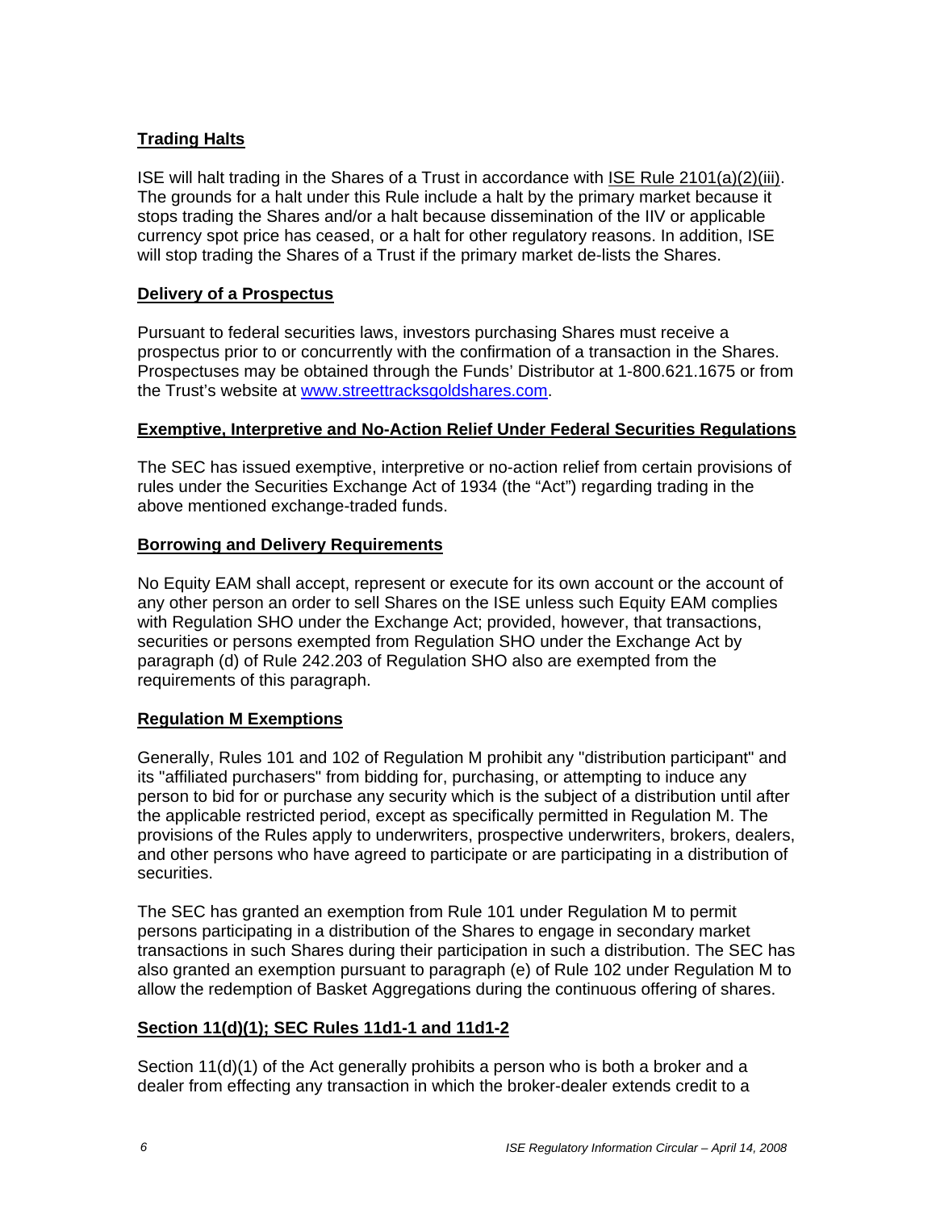**Trading Halts**

ISE will halt trading in the Shares of a Trust in accordance with ISE Rule 2101(a)(2)(iii). The grounds for a halt under this Rule include a halt by the primary market because it stops trading the Shares and/or a halt because dissemination of the IIV or applicable currency spot price has ceased, or a halt for other regulatory reasons. In addition, ISE will stop trading the Shares of a Trust if the primary market de-lists the Shares.

**Delivery of a Prospectus**

Pursuant to federal securities laws, investors purchasing Shares must receive a prospectus prior to or concurrently with the confirmation of a transaction in the Shares. Prospectuses may be obtained through the Funds' Distributor at 1-800.621.1675 or from the Trust's website at www.streettracksgoldshares.com.

**Exemptive, Interpretive and No-Action Relief Under Federal Securities Regulations**

The SEC has issued exemptive, interpretive or no-action relief from certain provisions of rules under the Securities Exchange Act of 1934 (the "Act") regarding trading in the above mentioned exchange-traded funds.

**Borrowing and Delivery Requirements**

No Equity EAM shall accept, represent or execute for its own account or the account of any other person an order to sell Shares on the ISE unless such Equity EAM complies with Regulation SHO under the Exchange Act; provided, however, that transactions, securities or persons exempted from Regulation SHO under the Exchange Act by paragraph (d) of Rule 242.203 of Regulation SHO also are exempted from the requirements of this paragraph.

**Regulation M Exemptions**

Generally, Rules 101 and 102 of Regulation M prohibit any "distribution participant" and its "affiliated purchasers" from bidding for, purchasing, or attempting to induce any person to bid for or purchase any security which is the subject of a distribution until after the applicable restricted period, except as specifically permitted in Regulation M. The provisions of the Rules apply to underwriters, prospective underwriters, brokers, dealers, and other persons who have agreed to participate or are participating in a distribution of securities.

The SEC has granted an exemption from Rule 101 under Regulation M to permit persons participating in a distribution of the Shares to engage in secondary market transactions in such Shares during their participation in such a distribution. The SEC has also granted an exemption pursuant to paragraph (e) of Rule 102 under Regulation M to allow the redemption of Basket Aggregations during the continuous offering of shares.

**Section 11(d)(1); SEC Rules 11d1-1 and 11d1-2**

Section 11(d)(1) of the Act generally prohibits a person who is both a broker and a dealer from effecting any transaction in which the broker-dealer extends credit to a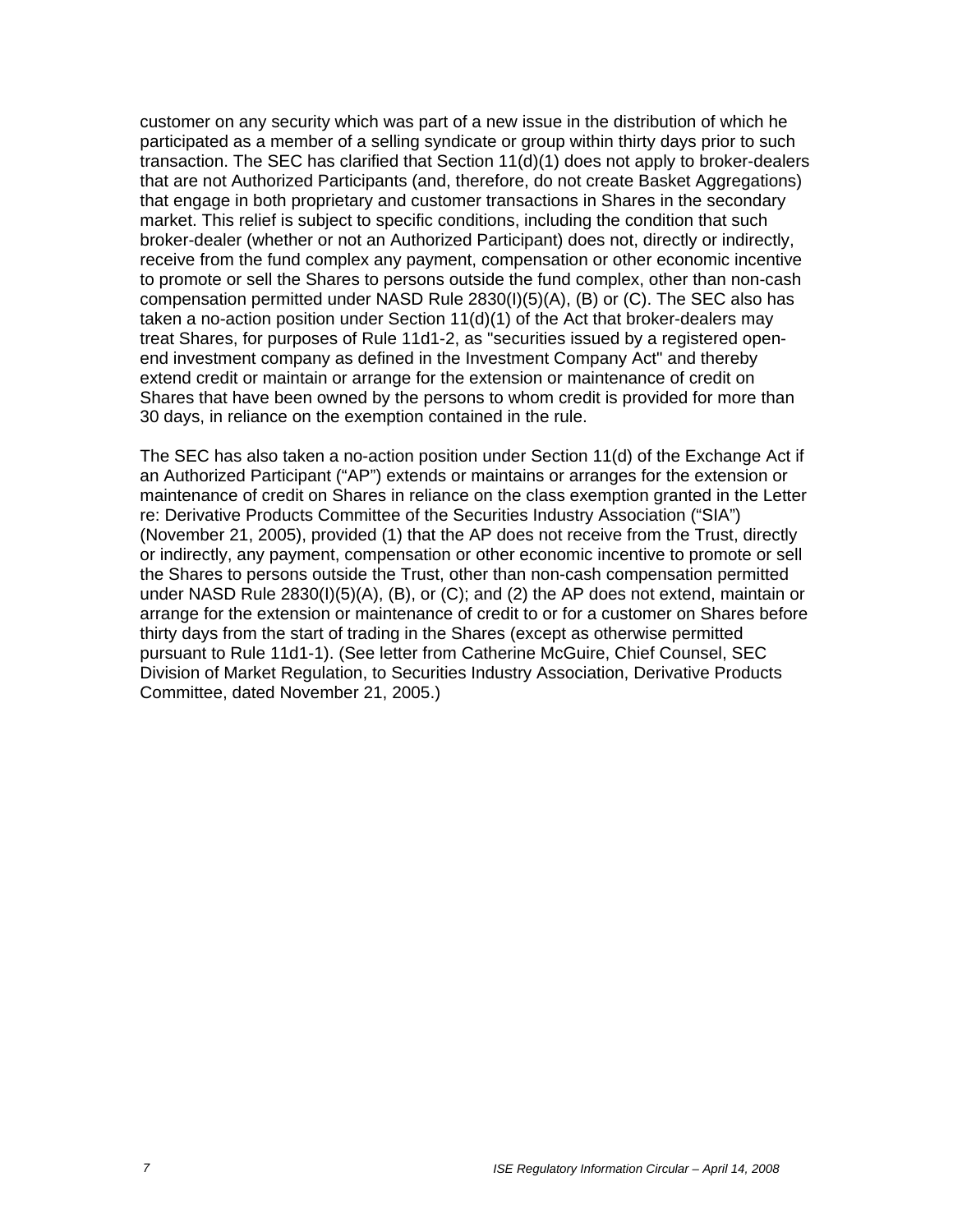customer on any security which was part of a new issue in the distribution of which he participated as a member of a selling syndicate or group within thirty days prior to such transaction. The SEC has clarified that Section 11(d)(1) does not apply to broker-dealers that are not Authorized Participants (and, therefore, do not create Basket Aggregations) that engage in both proprietary and customer transactions in Shares in the secondary market. This relief is subject to specific conditions, including the condition that such broker-dealer (whether or not an Authorized Participant) does not, directly or indirectly, receive from the fund complex any payment, compensation or other economic incentive to promote or sell the Shares to persons outside the fund complex, other than non-cash compensation permitted under NASD Rule 2830(I)(5)(A), (B) or (C). The SEC also has taken a no-action position under Section 11(d)(1) of the Act that broker-dealers may treat Shares, for purposes of Rule 11d1-2, as "securities issued by a registered open-end investment company as defined in the Investment Company Act" and thereby extend credit or maintain or arrange for the extension or maintenance of credit on Shares that have been owned by the persons to whom credit is provided for more than 30 days, in reliance on the exemption contained in the rule.

The SEC has also taken a no-action position under Section 11(d) of the Exchange Act if an Authorized Participant ("AP") extends or maintains or arranges for the extension or maintenance of credit on Shares in reliance on the class exemption granted in the Letter re: Derivative Products Committee of the Securities Industry Association ("SIA") (November 21, 2005), provided (1) that the AP does not receive from the Trust, directly or indirectly, any payment, compensation or other economic incentive to promote or sell the Shares to persons outside the Trust, other than non-cash compensation permitted under NASD Rule 2830(I)(5)(A), (B), or (C); and (2) the AP does not extend, maintain or arrange for the extension or maintenance of credit to or for a customer on Shares before thirty days from the start of trading in the Shares (except as otherwise permitted pursuant to Rule 11d1-1). (See letter from Catherine McGuire, Chief Counsel, SEC Division of Market Regulation, to Securities Industry Association, Derivative Products Committee, dated November 21, 2005.)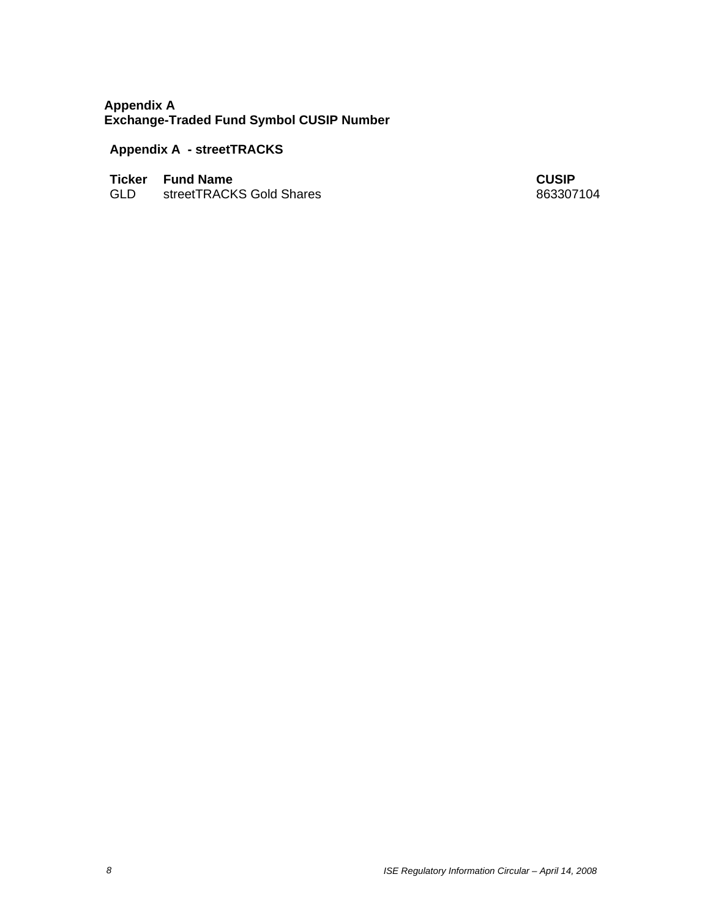**Appendix A**
**Exchange-Traded Fund Symbol CUSIP Number**

## Appendix A - streetTRACKS

| Ticker | Fund Name | CUSIP |
|---|---|---|
| GLD | streetTRACKS Gold Shares | 863307104 |